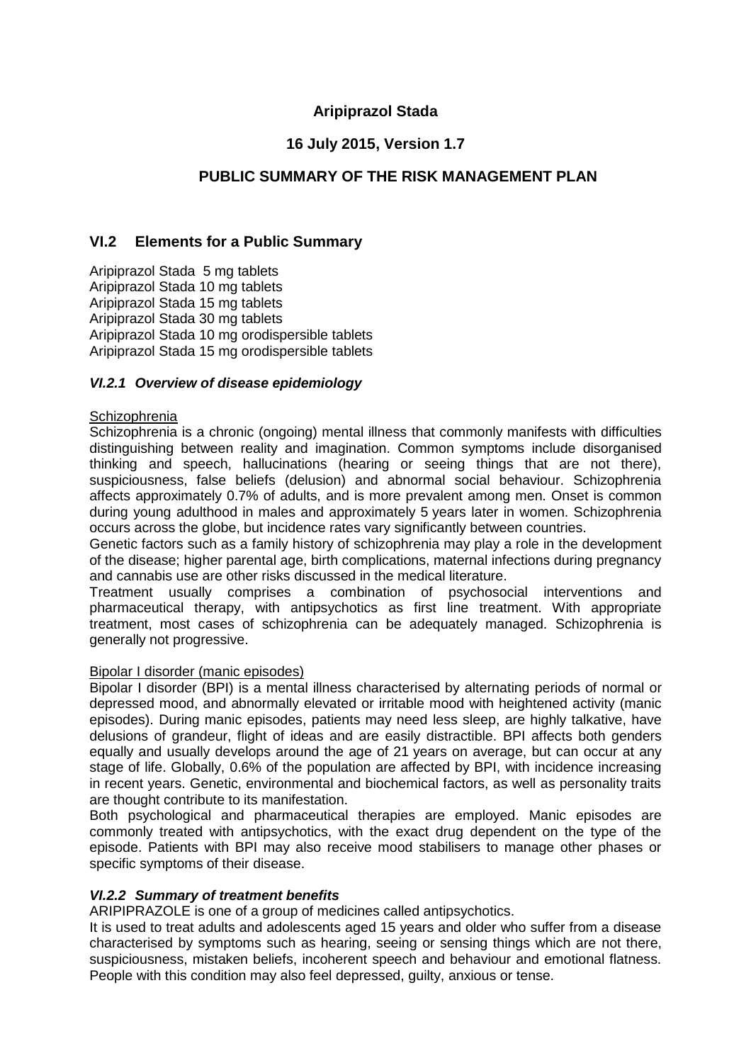**Aripiprazol Stada**

**16 July 2015, Version 1.7**

**PUBLIC SUMMARY OF THE RISK MANAGEMENT PLAN**

## VI.2 Elements for a Public Summary

Aripiprazol Stada 5 mg tablets
Aripiprazol Stada 10 mg tablets
Aripiprazol Stada 15 mg tablets
Aripiprazol Stada 30 mg tablets
Aripiprazol Stada 10 mg orodispersible tablets
Aripiprazol Stada 15 mg orodispersible tablets

### *VI.2.1 Overview of disease epidemiology*

Schizophrenia

Schizophrenia is a chronic (ongoing) mental illness that commonly manifests with difficulties distinguishing between reality and imagination. Common symptoms include disorganised thinking and speech, hallucinations (hearing or seeing things that are not there), suspiciousness, false beliefs (delusion) and abnormal social behaviour. Schizophrenia affects approximately 0.7% of adults, and is more prevalent among men. Onset is common during young adulthood in males and approximately 5 years later in women. Schizophrenia occurs across the globe, but incidence rates vary significantly between countries.

Genetic factors such as a family history of schizophrenia may play a role in the development of the disease; higher parental age, birth complications, maternal infections during pregnancy and cannabis use are other risks discussed in the medical literature.

Treatment usually comprises a combination of psychosocial interventions and pharmaceutical therapy, with antipsychotics as first line treatment. With appropriate treatment, most cases of schizophrenia can be adequately managed. Schizophrenia is generally not progressive.

Bipolar I disorder (manic episodes)

Bipolar I disorder (BPI) is a mental illness characterised by alternating periods of normal or depressed mood, and abnormally elevated or irritable mood with heightened activity (manic episodes). During manic episodes, patients may need less sleep, are highly talkative, have delusions of grandeur, flight of ideas and are easily distractible. BPI affects both genders equally and usually develops around the age of 21 years on average, but can occur at any stage of life. Globally, 0.6% of the population are affected by BPI, with incidence increasing in recent years. Genetic, environmental and biochemical factors, as well as personality traits are thought contribute to its manifestation.

Both psychological and pharmaceutical therapies are employed. Manic episodes are commonly treated with antipsychotics, with the exact drug dependent on the type of the episode. Patients with BPI may also receive mood stabilisers to manage other phases or specific symptoms of their disease.

### *VI.2.2 Summary of treatment benefits*

ARIPIPRAZOLE is one of a group of medicines called antipsychotics.

It is used to treat adults and adolescents aged 15 years and older who suffer from a disease characterised by symptoms such as hearing, seeing or sensing things which are not there, suspiciousness, mistaken beliefs, incoherent speech and behaviour and emotional flatness. People with this condition may also feel depressed, guilty, anxious or tense.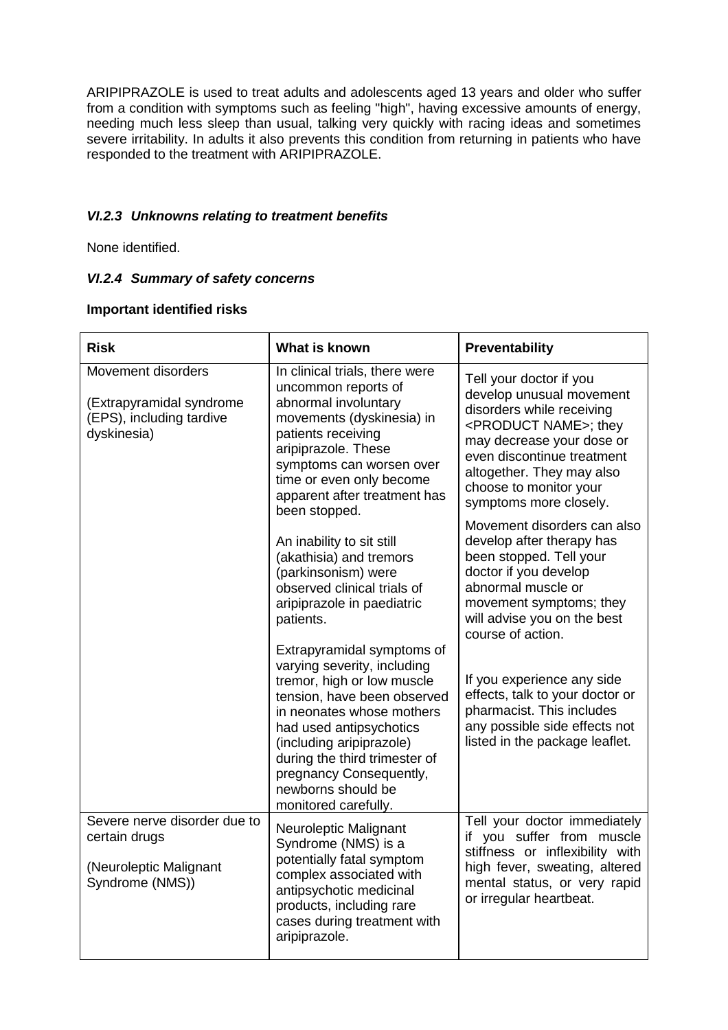ARIPIPRAZOLE is used to treat adults and adolescents aged 13 years and older who suffer from a condition with symptoms such as feeling "high", having excessive amounts of energy, needing much less sleep than usual, talking very quickly with racing ideas and sometimes severe irritability. In adults it also prevents this condition from returning in patients who have responded to the treatment with ARIPIPRAZOLE.

### *VI.2.3 Unknowns relating to treatment benefits*

None identified.

### *VI.2.4 Summary of safety concerns*

**Important identified risks**

| **Risk** | **What is known** | **Preventability** |
|---|---|---|
| Movement disorders<br><br>(Extrapyramidal syndrome (EPS), including tardive dyskinesia) | In clinical trials, there were uncommon reports of abnormal involuntary movements (dyskinesia) in patients receiving aripiprazole. These symptoms can worsen over time or even only become apparent after treatment has been stopped.<br><br>An inability to sit still (akathisia) and tremors (parkinsonism) were observed clinical trials of aripiprazole in paediatric patients.<br><br>Extrapyramidal symptoms of varying severity, including tremor, high or low muscle tension, have been observed in neonates whose mothers had used antipsychotics (including aripiprazole) during the third trimester of pregnancy Consequently, newborns should be monitored carefully. | Tell your doctor if you develop unusual movement disorders while receiving <PRODUCT NAME>; they may decrease your dose or even discontinue treatment altogether. They may also choose to monitor your symptoms more closely.<br><br>Movement disorders can also develop after therapy has been stopped. Tell your doctor if you develop abnormal muscle or movement symptoms; they will advise you on the best course of action.<br><br>If you experience any side effects, talk to your doctor or pharmacist. This includes any possible side effects not listed in the package leaflet. |
| Severe nerve disorder due to certain drugs<br><br>(Neuroleptic Malignant Syndrome (NMS)) | Neuroleptic Malignant Syndrome (NMS) is a potentially fatal symptom complex associated with antipsychotic medicinal products, including rare cases during treatment with aripiprazole. | Tell your doctor immediately if you suffer from muscle stiffness or inflexibility with high fever, sweating, altered mental status, or very rapid or irregular heartbeat. |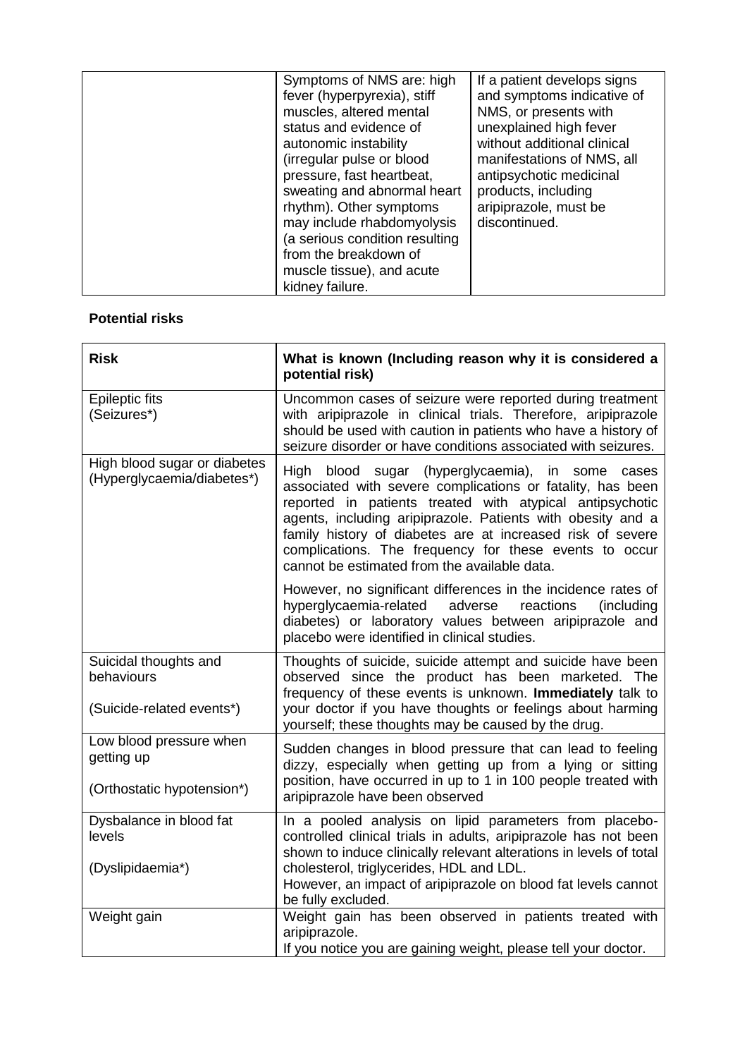| | | |
|---|---|---|
| | Symptoms of NMS are: high fever (hyperpyrexia), stiff muscles, altered mental status and evidence of autonomic instability (irregular pulse or blood pressure, fast heartbeat, sweating and abnormal heart rhythm). Other symptoms may include rhabdomyolysis (a serious condition resulting from the breakdown of muscle tissue), and acute kidney failure. | If a patient develops signs and symptoms indicative of NMS, or presents with unexplained high fever without additional clinical manifestations of NMS, all antipsychotic medicinal products, including aripiprazole, must be discontinued. |

**Potential risks**

| **Risk** | **What is known (Including reason why it is considered a potential risk)** |
|---|---|
| Epileptic fits<br>(Seizures*) | Uncommon cases of seizure were reported during treatment with aripiprazole in clinical trials. Therefore, aripiprazole should be used with caution in patients who have a history of seizure disorder or have conditions associated with seizures. |
| High blood sugar or diabetes<br>(Hyperglycaemia/diabetes*) | High blood sugar (hyperglycaemia), in some cases associated with severe complications or fatality, has been reported in patients treated with atypical antipsychotic agents, including aripiprazole. Patients with obesity and a family history of diabetes are at increased risk of severe complications. The frequency for these events to occur cannot be estimated from the available data.<br><br>However, no significant differences in the incidence rates of hyperglycaemia-related adverse reactions (including diabetes) or laboratory values between aripiprazole and placebo were identified in clinical studies. |
| Suicidal thoughts and behaviours<br><br>(Suicide-related events*) | Thoughts of suicide, suicide attempt and suicide have been observed since the product has been marketed. The frequency of these events is unknown. **Immediately** talk to your doctor if you have thoughts or feelings about harming yourself; these thoughts may be caused by the drug. |
| Low blood pressure when getting up<br><br>(Orthostatic hypotension*) | Sudden changes in blood pressure that can lead to feeling dizzy, especially when getting up from a lying or sitting position, have occurred in up to 1 in 100 people treated with aripiprazole have been observed |
| Dysbalance in blood fat levels<br><br>(Dyslipidaemia*) | In a pooled analysis on lipid parameters from placebo-controlled clinical trials in adults, aripiprazole has not been shown to induce clinically relevant alterations in levels of total cholesterol, triglycerides, HDL and LDL.<br>However, an impact of aripiprazole on blood fat levels cannot be fully excluded. |
| Weight gain | Weight gain has been observed in patients treated with aripiprazole.<br>If you notice you are gaining weight, please tell your doctor. |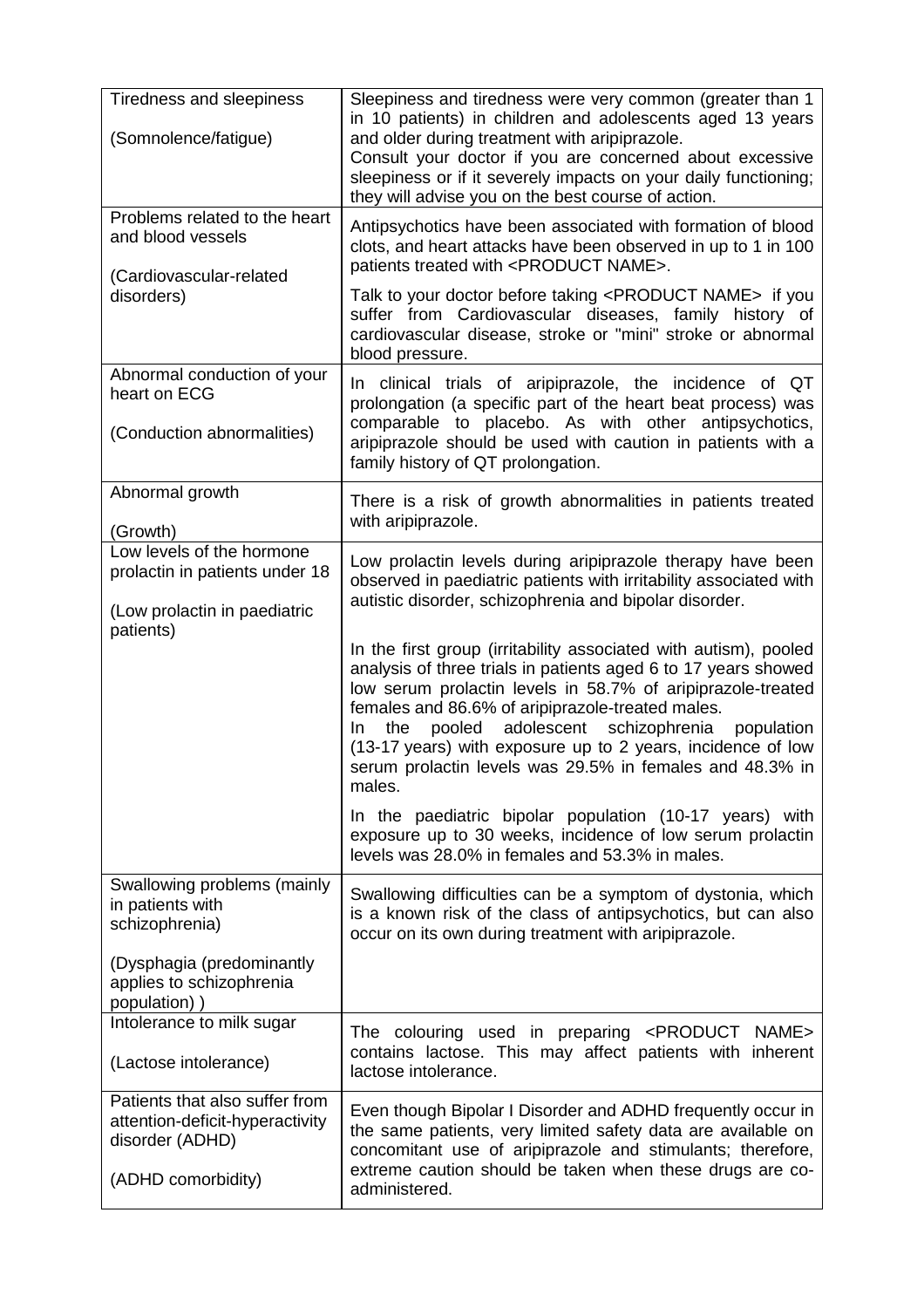| | |
|---|---|
| Tiredness and sleepiness<br><br>(Somnolence/fatigue) | Sleepiness and tiredness were very common (greater than 1 in 10 patients) in children and adolescents aged 13 years and older during treatment with aripiprazole.<br>Consult your doctor if you are concerned about excessive sleepiness or if it severely impacts on your daily functioning; they will advise you on the best course of action. |
| Problems related to the heart and blood vessels<br><br>(Cardiovascular-related disorders) | Antipsychotics have been associated with formation of blood clots, and heart attacks have been observed in up to 1 in 100 patients treated with <PRODUCT NAME>.<br><br>Talk to your doctor before taking <PRODUCT NAME> if you suffer from Cardiovascular diseases, family history of cardiovascular disease, stroke or "mini" stroke or abnormal blood pressure. |
| Abnormal conduction of your heart on ECG<br><br>(Conduction abnormalities) | In clinical trials of aripiprazole, the incidence of QT prolongation (a specific part of the heart beat process) was comparable to placebo. As with other antipsychotics, aripiprazole should be used with caution in patients with a family history of QT prolongation. |
| Abnormal growth<br><br>(Growth) | There is a risk of growth abnormalities in patients treated with aripiprazole. |
| Low levels of the hormone prolactin in patients under 18<br><br>(Low prolactin in paediatric patients) | Low prolactin levels during aripiprazole therapy have been observed in paediatric patients with irritability associated with autistic disorder, schizophrenia and bipolar disorder.<br><br>In the first group (irritability associated with autism), pooled analysis of three trials in patients aged 6 to 17 years showed low serum prolactin levels in 58.7% of aripiprazole-treated females and 86.6% of aripiprazole-treated males.<br>In the pooled adolescent schizophrenia population (13-17 years) with exposure up to 2 years, incidence of low serum prolactin levels was 29.5% in females and 48.3% in males.<br><br>In the paediatric bipolar population (10-17 years) with exposure up to 30 weeks, incidence of low serum prolactin levels was 28.0% in females and 53.3% in males. |
| Swallowing problems (mainly in patients with schizophrenia)<br><br>(Dysphagia (predominantly applies to schizophrenia population) ) | Swallowing difficulties can be a symptom of dystonia, which is a known risk of the class of antipsychotics, but can also occur on its own during treatment with aripiprazole. |
| Intolerance to milk sugar<br><br>(Lactose intolerance) | The colouring used in preparing <PRODUCT NAME> contains lactose. This may affect patients with inherent lactose intolerance. |
| Patients that also suffer from attention-deficit-hyperactivity disorder (ADHD)<br><br>(ADHD comorbidity) | Even though Bipolar I Disorder and ADHD frequently occur in the same patients, very limited safety data are available on concomitant use of aripiprazole and stimulants; therefore, extreme caution should be taken when these drugs are co-administered. |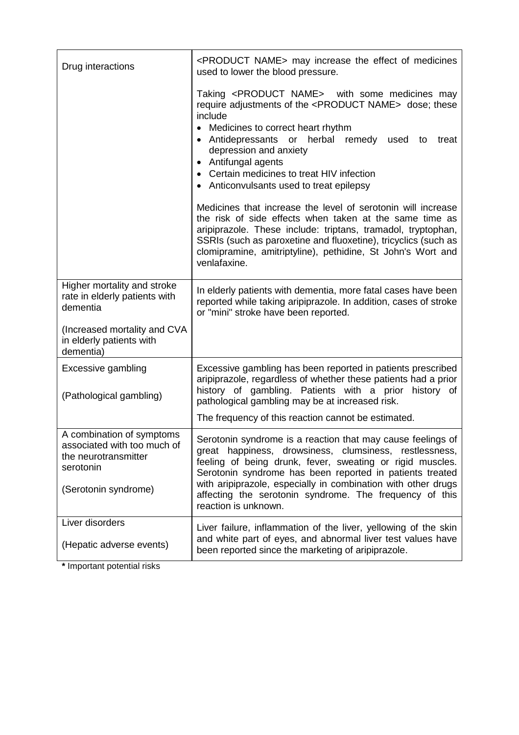| | |
|---|---|
| Drug interactions | <PRODUCT NAME> may increase the effect of medicines used to lower the blood pressure.<br><br>Taking <PRODUCT NAME> with some medicines may require adjustments of the <PRODUCT NAME> dose; these include<br>• Medicines to correct heart rhythm<br>• Antidepressants or herbal remedy used to treat depression and anxiety<br>• Antifungal agents<br>• Certain medicines to treat HIV infection<br>• Anticonvulsants used to treat epilepsy<br><br>Medicines that increase the level of serotonin will increase the risk of side effects when taken at the same time as aripiprazole. These include: triptans, tramadol, tryptophan, SSRIs (such as paroxetine and fluoxetine), tricyclics (such as clomipramine, amitriptyline), pethidine, St John's Wort and venlafaxine. |
| Higher mortality and stroke rate in elderly patients with dementia<br><br>(Increased mortality and CVA in elderly patients with dementia) | In elderly patients with dementia, more fatal cases have been reported while taking aripiprazole. In addition, cases of stroke or "mini" stroke have been reported. |
| Excessive gambling<br><br>(Pathological gambling) | Excessive gambling has been reported in patients prescribed aripiprazole, regardless of whether these patients had a prior history of gambling. Patients with a prior history of pathological gambling may be at increased risk.<br><br>The frequency of this reaction cannot be estimated. |
| A combination of symptoms associated with too much of the neurotransmitter serotonin<br><br>(Serotonin syndrome) | Serotonin syndrome is a reaction that may cause feelings of great happiness, drowsiness, clumsiness, restlessness, feeling of being drunk, fever, sweating or rigid muscles. Serotonin syndrome has been reported in patients treated with aripiprazole, especially in combination with other drugs affecting the serotonin syndrome. The frequency of this reaction is unknown. |
| Liver disorders<br><br>(Hepatic adverse events) | Liver failure, inflammation of the liver, yellowing of the skin and white part of eyes, and abnormal liver test values have been reported since the marketing of aripiprazole. |

**\*** Important potential risks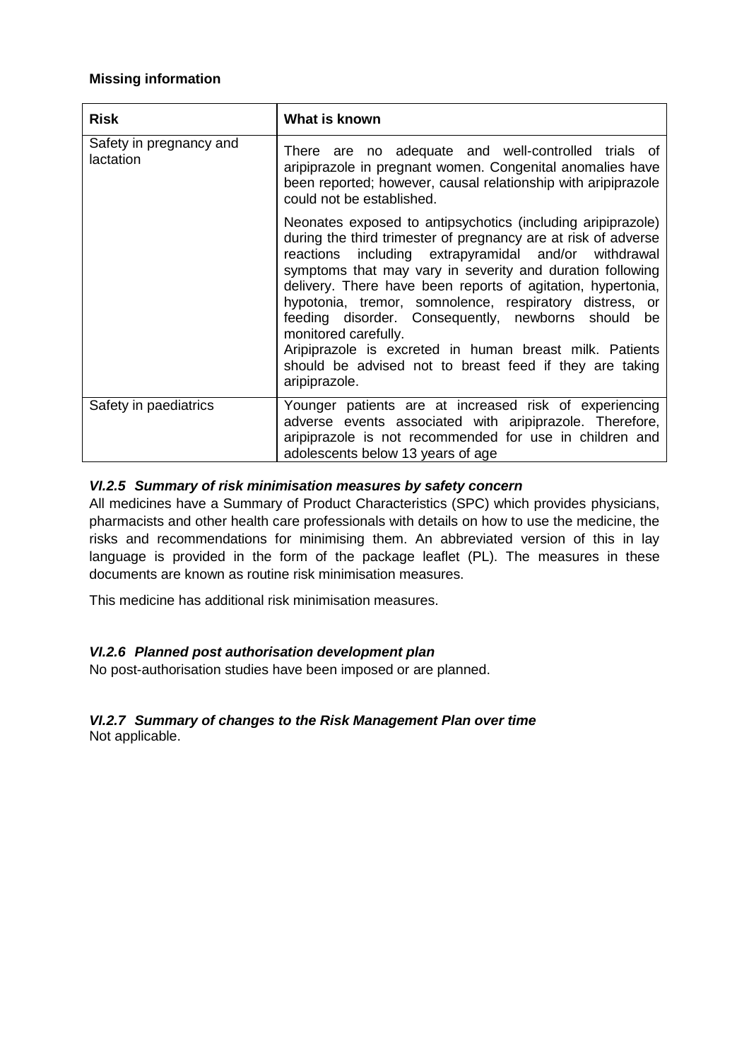**Missing information**

| Risk | What is known |
| --- | --- |
| Safety in pregnancy and lactation | There are no adequate and well-controlled trials of aripiprazole in pregnant women. Congenital anomalies have been reported; however, causal relationship with aripiprazole could not be established.<br><br>Neonates exposed to antipsychotics (including aripiprazole) during the third trimester of pregnancy are at risk of adverse reactions including extrapyramidal and/or withdrawal symptoms that may vary in severity and duration following delivery. There have been reports of agitation, hypertonia, hypotonia, tremor, somnolence, respiratory distress, or feeding disorder. Consequently, newborns should be monitored carefully.<br>Aripiprazole is excreted in human breast milk. Patients should be advised not to breast feed if they are taking aripiprazole. |
| Safety in paediatrics | Younger patients are at increased risk of experiencing adverse events associated with aripiprazole. Therefore, aripiprazole is not recommended for use in children and adolescents below 13 years of age |

### *VI.2.5 Summary of risk minimisation measures by safety concern*

All medicines have a Summary of Product Characteristics (SPC) which provides physicians, pharmacists and other health care professionals with details on how to use the medicine, the risks and recommendations for minimising them. An abbreviated version of this in lay language is provided in the form of the package leaflet (PL). The measures in these documents are known as routine risk minimisation measures.

This medicine has additional risk minimisation measures.

### *VI.2.6 Planned post authorisation development plan*

No post-authorisation studies have been imposed or are planned.

### *VI.2.7 Summary of changes to the Risk Management Plan over time*

Not applicable.